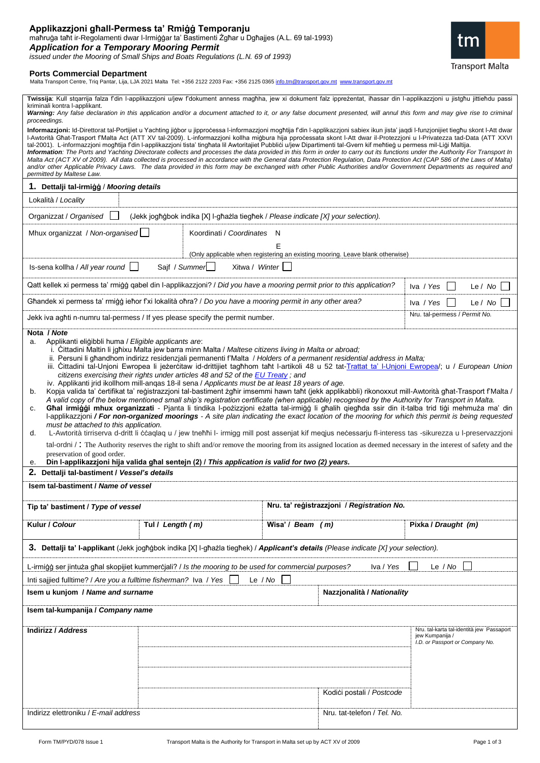# Applikazzjoni għall-Permess ta' Rmiġġ Temporanju

maħruġa taħt ir-Regolamenti dwar l-Irmiġġar ta' Bastimenti Żgħar u Dgħajjes (A.L. 69 tal-1993)

***Application for a Temporary Mooring Permit***

*issued under the Mooring of Small Ships and Boats Regulations (L.N. 69 of 1993)*

Transport Malta

**Ports Commercial Department**

Malta Transport Centre, Triq Pantar, Lija, LJA 2021 Malta Tel: +356 2122 2203 Fax: +356 2125 0365 info.tm@transport.gov.mt www.transport.gov.mt

**Twissija**: Kull stqarrija falza f'din l-applikazzjoni u/jew f'dokument anness magħha, jew xi dokument falz ippreżentat, iħassar din l-applikazzjoni u jistgħu jittieħdu passi kriminali kontra l-applikant.
***Warning:*** *Any false declaration in this application and/or a document attached to it, or any false document presented, will annul this form and may give rise to criminal proceedings.*

**Informazzjoni:** Id-Direttorat tal-Portijiet u Yachting jiġbor u jipproċessa l-informazzjoni mogħtija f'din l-applikazzjoni sabiex ikun jista' jaqdi l-funzjonijiet tiegħu skont l-Att dwar l-Awtorità Għat-Trasport f'Malta Act (ATT XV tal-2009). L-informazzjoni kollha miġbura hija pproċessata skont l-Att dwar il-Protezzjoni u l-Privatezza tad-Data (ATT XXVI tal-2001). L-informazzjoni mogħtija f'din l-applikazzjoni tista' tingħata lil Awtoritajiet Pubbliċi u/jew Dipartimenti tal-Gvern kif meħtieġ u permess mil-Liġi Maltija.
***Information****: The Ports and Yachting Directorate collects and processes the data provided in this form in order to carry out its functions under the Authority For Transport In Malta Act (ACT XV of 2009). All data collected is processed in accordance with the General data Protection Regulation, Data Protection Act (CAP 586 of the Laws of Malta) and/or other Applicable Privacy Laws. The data provided in this form may be exchanged with other Public Authorities and/or Government Departments as required and permitted by Maltese Law.*

## 1. Dettalji tal-irmiġġ / *Mooring details*

Lokalità / *Locality*

Organizzat / *Organised* ☐ (Jekk jogħġbok indika [X] l-għażla tiegħek / *Please indicate [X] your selection)*.

Mhux organizzat / *Non-organised* ☐ Koordinati / *Coordinates* N
E
(Only applicable when registering an existing mooring. Leave blank otherwise)

Is-sena kollha / *All year round* ☐ Sajf / *Summer* ☐ Xitwa / *Winter* ☐

| | |
|---|---|
| Qatt kellek xi permess ta' rmiġġ qabel din l-applikazzjoni? / *Did you have a mooring permit prior to this application?* | Iva / *Yes* ☐ Le / *No* ☐ |
| Għandek xi permess ta' rmiġġ ieħor f'xi lokalità oħra? / *Do you have a mooring permit in any other area?* | Iva / *Yes* ☐ Le / *No* ☐ |
| Jekk iva agħti n-numru tal-permess / If yes please specify the permit number. | Nru. tal-permess / *Permit No.* |

**Nota / *Note***

a. Applikanti eliġibbli huma / *Eligible applicants are*:
   i. Ċittadini Maltin li jgħixu Malta jew barra minn Malta / *Maltese citizens living in Malta or abroad;*
   ii. Persuni li għandhom indirizz residenzjali permanenti f'Malta / *Holders of a permanent residential address in Malta;*
   iii. Ċittadini tal-Unjoni Ewropea li jeżerċitaw id-drittijiet tagħhom taħt l-artikoli 48 u 52 tat-Trattat ta' l-Unjoni Ewropea/; u / *European Union citizens exercising their rights under articles 48 and 52 of the EU Treaty ; and*
   iv. Applikanti jrid ikollhom mill-anqas 18-il sena / *Applicants must be at least 18 years of age.*

b. Kopja valida ta' ċertifikat ta' reġistrazzjoni tal-bastiment żgħir imsemmi hawn taħt (jekk applikabbli) rikonoxxut mill-Awtorità għat-Trasport f'Malta / *A valid copy of the below mentioned small ship's registration certificate (when applicable) recognised by the Authority for Transport in Malta.*

c. **Għal irmiġġi mhux organizzati** - Pjanta li tindika l-pożizzjoni eżatta tal-irmiġġ li għalih qiegħda ssir din it-talba trid tiġi mehmuża ma' din l-applikazzjoni ***/ For non-organized moorings*** *- A site plan indicating the exact location of the mooring for which this permit is being requested must be attached to this application.*

d. L-Awtorità tirriserva d-dritt li ċċaqlaq u / jew tneħħi l- irmigg mill post assenjat kif meqjus neċessarju fl-interess tas -sikurezza u l-preservazzjoni tal-ordni / : The Authority reserves the right to shift and/or remove the mooring from its assigned location as deemed necessary in the interest of safety and the preservation of good order.

e. **Din l-applikazzjoni hija valida għal sentejn (2) / *This application is valid for two (2) years.***

## 2. Dettalji tal-bastiment / *Vessel's details*

**Isem tal-bastiment / *Name of vessel***

| | | | |
|---|---|---|---|
| **Tip ta' bastiment / *Type of vessel*** | | **Nru. ta' reġistrazzjoni / *Registration No.*** | |
| **Kulur / *Colour*** | **Tul / *Length (m)*** | **Wisa' / *Beam (m)*** | **Pixka / *Draught (m)*** |

## 3. Dettalji ta' l-applikant (Jekk jogħġbok indika [X] l-għażla tiegħek) / *Applicant's details (Please indicate [X] your selection).*

L-irmiġġ ser jintuża għal skopijiet kummerċjali? / *Is the mooring to be used for commercial purposes?* Iva / *Yes* ☐ Le / *No* ☐

Inti sajjied fulltime? / *Are you a fulltime fisherman?* Iva / *Yes* ☐ Le / *No* ☐

| | | | |
|---|---|---|---|
| **Isem u kunjom / *Name and surname*** | | **Nazzjonalità / *Nationality*** | |
| **Isem tal-kumpanija / *Company name*** | | | |
| **Indirizz / *Address*** | | | Nru. tal-karta tal-identità jew Passaport jew Kumpanija / *I.D. or Passport or Company No.* |
| | | | |
| | | | |
| | | Kodiċi postali / *Postcode* | |
| Indirizz elettroniku / *E-mail address* | | Nru. tat-telefon / *Tel. No.* | |

Form TM/PYD/078 Issue 1 — Transport Malta is the Authority for Transport in Malta set up by ACT XV of 2009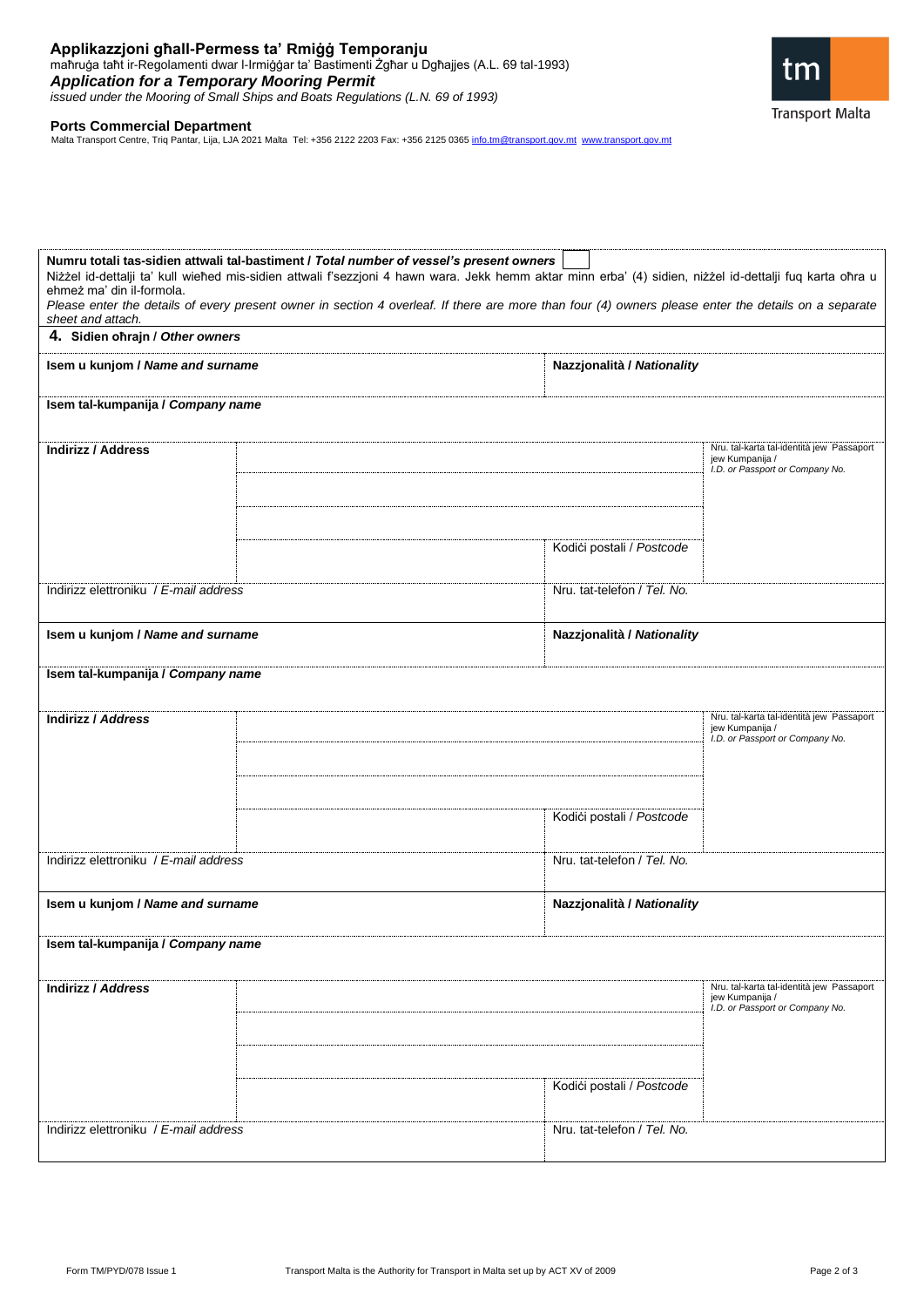## Applikazzjoni għall-Permess ta' Rmiġġ Temporanju

maħruġa taħt ir-Regolamenti dwar l-Irmiġġar ta' Bastimenti Żgħar u Dgħajjes (A.L. 69 tal-1993)

### *Application for a Temporary Mooring Permit*

*issued under the Mooring of Small Ships and Boats Regulations (L.N. 69 of 1993)*

**Ports Commercial Department**

Malta Transport Centre, Triq Pantar, Lija, LJA 2021 Malta Tel: +356 2122 2203 Fax: +356 2125 0365 info.tm@transport.gov.mt www.transport.gov.mt

**Numru totali tas-sidien attwali tal-bastiment / *Total number of vessel's present owners*** [ ]

Niżżel id-dettalji ta' kull wieħed mis-sidien attwali f'sezzjoni 4 hawn wara. Jekk hemm aktar minn erba' (4) sidien, niżżel id-dettalji fuq karta oħra u ehmeż ma' din il-formola.

*Please enter the details of every present owner in section 4 overleaf. If there are more than four (4) owners please enter the details on a separate sheet and attach.*

### 4. Sidien oħrajn / *Other owners*

| **Isem u kunjom / *Name and surname*** | | **Nazzjonalità / *Nationality*** | |
|---|---|---|---|
| **Isem tal-kumpanija / *Company name*** | | | |
| **Indirizz / Address** | | | Nru. tal-karta tal-identità jew Passaport jew Kumpanija / *I.D. or Passport or Company No.* |
| | | | |
| | | | |
| | | Kodiċi postali / *Postcode* | |
| Indirizz elettroniku / *E-mail address* | | Nru. tat-telefon / *Tel. No.* | |

| **Isem u kunjom / *Name and surname*** | | **Nazzjonalità / *Nationality*** | |
|---|---|---|---|
| **Isem tal-kumpanija / *Company name*** | | | |
| **Indirizz / *Address*** | | | Nru. tal-karta tal-identità jew Passaport jew Kumpanija / *I.D. or Passport or Company No.* |
| | | | |
| | | | |
| | | Kodiċi postali / *Postcode* | |
| Indirizz elettroniku / *E-mail address* | | Nru. tat-telefon / *Tel. No.* | |

| **Isem u kunjom / *Name and surname*** | | **Nazzjonalità / *Nationality*** | |
|---|---|---|---|
| **Isem tal-kumpanija / *Company name*** | | | |
| **Indirizz / *Address*** | | | Nru. tal-karta tal-identità jew Passaport jew Kumpanija / *I.D. or Passport or Company No.* |
| | | | |
| | | | |
| | | Kodiċi postali / *Postcode* | |
| Indirizz elettroniku / *E-mail address* | | Nru. tat-telefon / *Tel. No.* | |

Form TM/PYD/078 Issue 1 Transport Malta is the Authority for Transport in Malta set up by ACT XV of 2009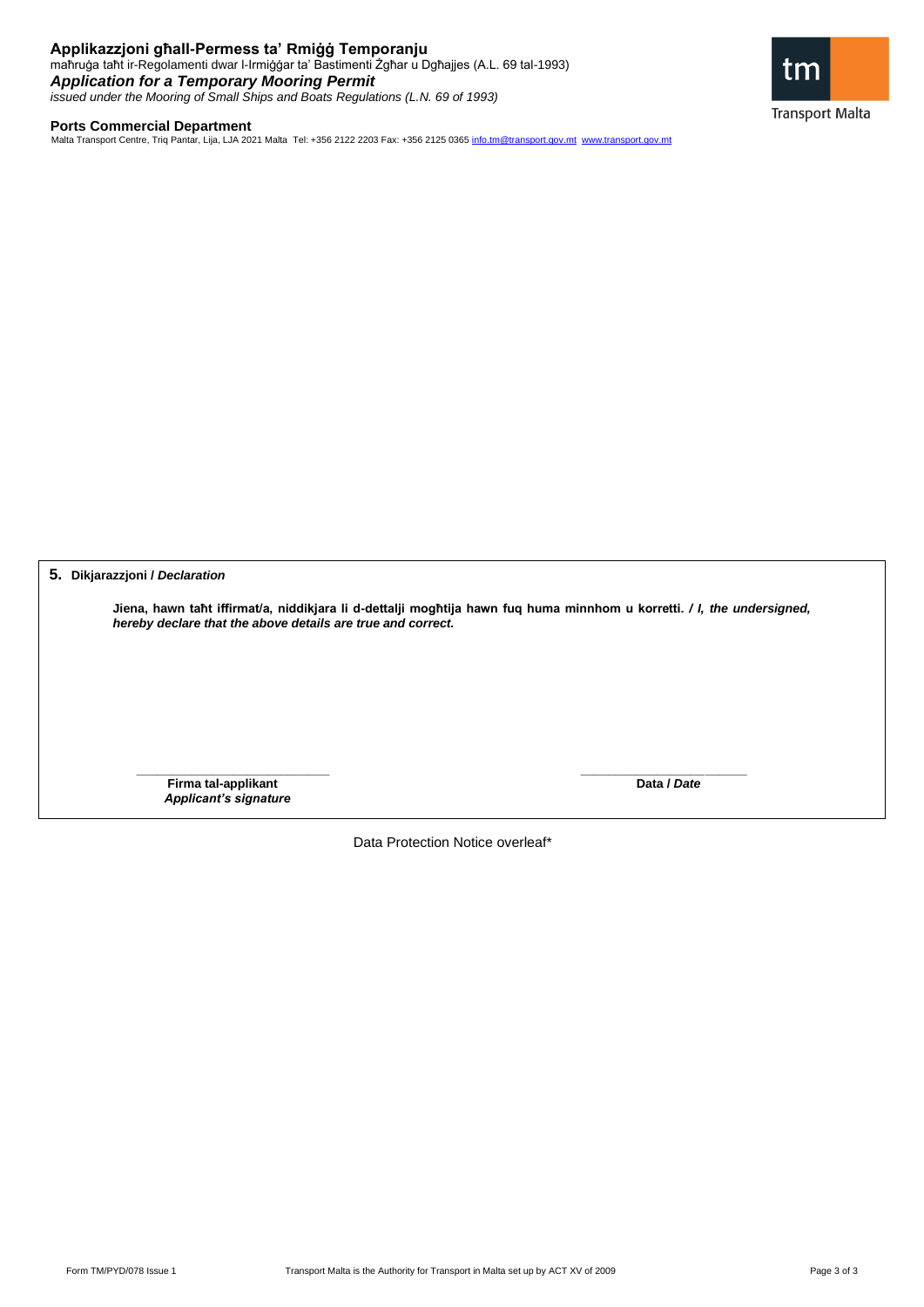# Applikazzjoni għall-Permess ta' Rmiġġ Temporanju

maħruġa taħt ir-Regolamenti dwar l-Irmiġġar ta' Bastimenti Żgħar u Dgħajjes (A.L. 69 tal-1993)

***Application for a Temporary Mooring Permit***

*issued under the Mooring of Small Ships and Boats Regulations (L.N. 69 of 1993)*

**Ports Commercial Department**

Malta Transport Centre, Triq Pantar, Lija, LJA 2021 Malta Tel: +356 2122 2203 Fax: +356 2125 0365 info.tm@transport.gov.mt www.transport.gov.mt

Transport Malta

**5. Dikjarazzjoni / *Declaration***

**Jiena, hawn taħt iffirmat/a, niddikjara li d-dettalji mogħtija hawn fuq huma minnhom u korretti. / *I, the undersigned, hereby declare that the above details are true and correct.***

\_\_\_\_\_\_\_\_\_\_\_\_\_\_\_\_\_\_\_\_\_\_\_\_\_\_\_\_

**Firma tal-applikant**
***Applicant's signature***

\_\_\_\_\_\_\_\_\_\_\_\_\_\_\_\_\_\_\_\_\_\_\_\_\_

**Data / *Date***

Data Protection Notice overleaf*

Form TM/PYD/078 Issue 1

Transport Malta is the Authority for Transport in Malta set up by ACT XV of 2009